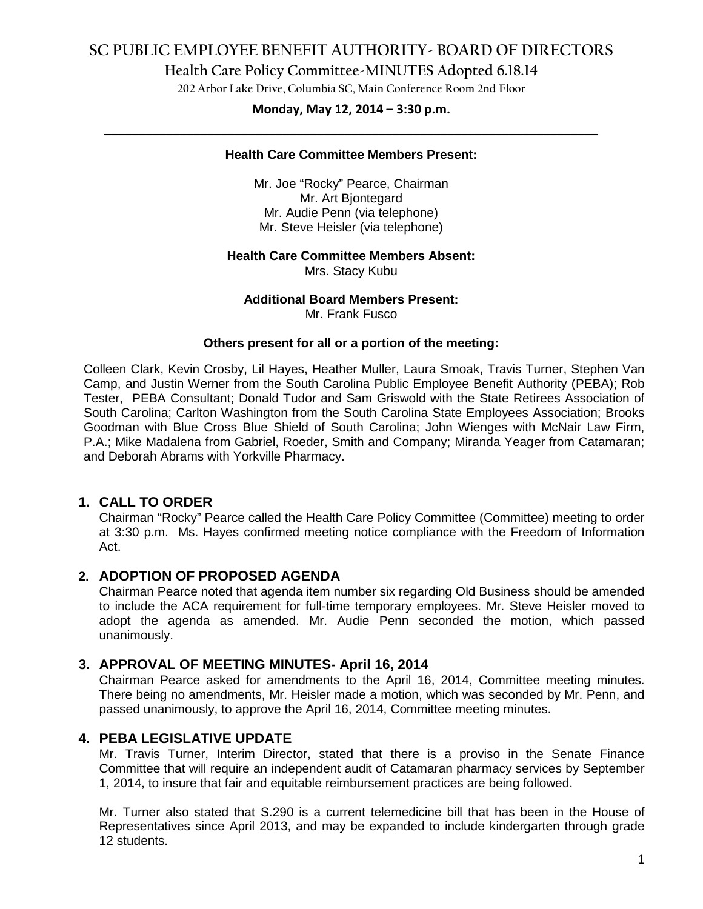# SC PUBLIC EMPLOYEE BENEFIT AUTHORITY- BOARD OF DIRECTORS

## Health Care Policy Committee-MINUTES Adopted 6.18.14

202 Arbor Lake Drive, Columbia SC, Main Conference Room 2nd Floor

**Monday, May 12, 2014 – 3:30 p.m.**

---

**Health Care Committee Members Present:**

Mr. Joe "Rocky" Pearce, Chairman
Mr. Art Bjontegard
Mr. Audie Penn (via telephone)
Mr. Steve Heisler (via telephone)

**Health Care Committee Members Absent:**
Mrs. Stacy Kubu

**Additional Board Members Present:**
Mr. Frank Fusco

**Others present for all or a portion of the meeting:**

Colleen Clark, Kevin Crosby, Lil Hayes, Heather Muller, Laura Smoak, Travis Turner, Stephen Van Camp, and Justin Werner from the South Carolina Public Employee Benefit Authority (PEBA); Rob Tester, PEBA Consultant; Donald Tudor and Sam Griswold with the State Retirees Association of South Carolina; Carlton Washington from the South Carolina State Employees Association; Brooks Goodman with Blue Cross Blue Shield of South Carolina; John Wienges with McNair Law Firm, P.A.; Mike Madalena from Gabriel, Roeder, Smith and Company; Miranda Yeager from Catamaran; and Deborah Abrams with Yorkville Pharmacy.

### 1. CALL TO ORDER

Chairman "Rocky" Pearce called the Health Care Policy Committee (Committee) meeting to order at 3:30 p.m. Ms. Hayes confirmed meeting notice compliance with the Freedom of Information Act.

### 2. ADOPTION OF PROPOSED AGENDA

Chairman Pearce noted that agenda item number six regarding Old Business should be amended to include the ACA requirement for full-time temporary employees. Mr. Steve Heisler moved to adopt the agenda as amended. Mr. Audie Penn seconded the motion, which passed unanimously.

### 3. APPROVAL OF MEETING MINUTES- April 16, 2014

Chairman Pearce asked for amendments to the April 16, 2014, Committee meeting minutes. There being no amendments, Mr. Heisler made a motion, which was seconded by Mr. Penn, and passed unanimously, to approve the April 16, 2014, Committee meeting minutes.

### 4. PEBA LEGISLATIVE UPDATE

Mr. Travis Turner, Interim Director, stated that there is a proviso in the Senate Finance Committee that will require an independent audit of Catamaran pharmacy services by September 1, 2014, to insure that fair and equitable reimbursement practices are being followed.

Mr. Turner also stated that S.290 is a current telemedicine bill that has been in the House of Representatives since April 2013, and may be expanded to include kindergarten through grade 12 students.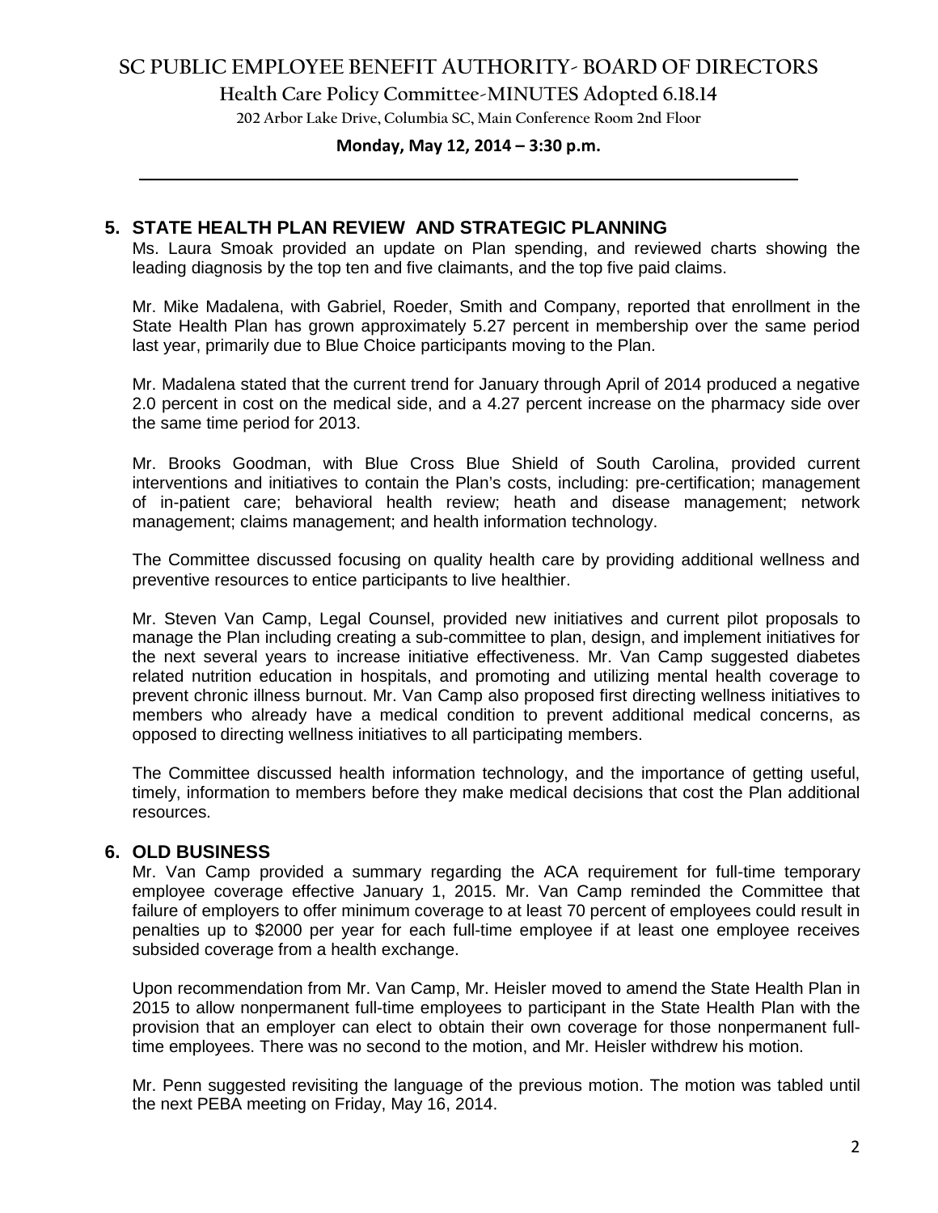## 5. STATE HEALTH PLAN REVIEW AND STRATEGIC PLANNING

Ms. Laura Smoak provided an update on Plan spending, and reviewed charts showing the leading diagnosis by the top ten and five claimants, and the top five paid claims.

Mr. Mike Madalena, with Gabriel, Roeder, Smith and Company, reported that enrollment in the State Health Plan has grown approximately 5.27 percent in membership over the same period last year, primarily due to Blue Choice participants moving to the Plan.

Mr. Madalena stated that the current trend for January through April of 2014 produced a negative 2.0 percent in cost on the medical side, and a 4.27 percent increase on the pharmacy side over the same time period for 2013.

Mr. Brooks Goodman, with Blue Cross Blue Shield of South Carolina, provided current interventions and initiatives to contain the Plan's costs, including: pre-certification; management of in-patient care; behavioral health review; heath and disease management; network management; claims management; and health information technology.

The Committee discussed focusing on quality health care by providing additional wellness and preventive resources to entice participants to live healthier.

Mr. Steven Van Camp, Legal Counsel, provided new initiatives and current pilot proposals to manage the Plan including creating a sub-committee to plan, design, and implement initiatives for the next several years to increase initiative effectiveness. Mr. Van Camp suggested diabetes related nutrition education in hospitals, and promoting and utilizing mental health coverage to prevent chronic illness burnout. Mr. Van Camp also proposed first directing wellness initiatives to members who already have a medical condition to prevent additional medical concerns, as opposed to directing wellness initiatives to all participating members.

The Committee discussed health information technology, and the importance of getting useful, timely, information to members before they make medical decisions that cost the Plan additional resources.

## 6. OLD BUSINESS

Mr. Van Camp provided a summary regarding the ACA requirement for full-time temporary employee coverage effective January 1, 2015. Mr. Van Camp reminded the Committee that failure of employers to offer minimum coverage to at least 70 percent of employees could result in penalties up to $2000 per year for each full-time employee if at least one employee receives subsided coverage from a health exchange.

Upon recommendation from Mr. Van Camp, Mr. Heisler moved to amend the State Health Plan in 2015 to allow nonpermanent full-time employees to participant in the State Health Plan with the provision that an employer can elect to obtain their own coverage for those nonpermanent full-time employees. There was no second to the motion, and Mr. Heisler withdrew his motion.

Mr. Penn suggested revisiting the language of the previous motion. The motion was tabled until the next PEBA meeting on Friday, May 16, 2014.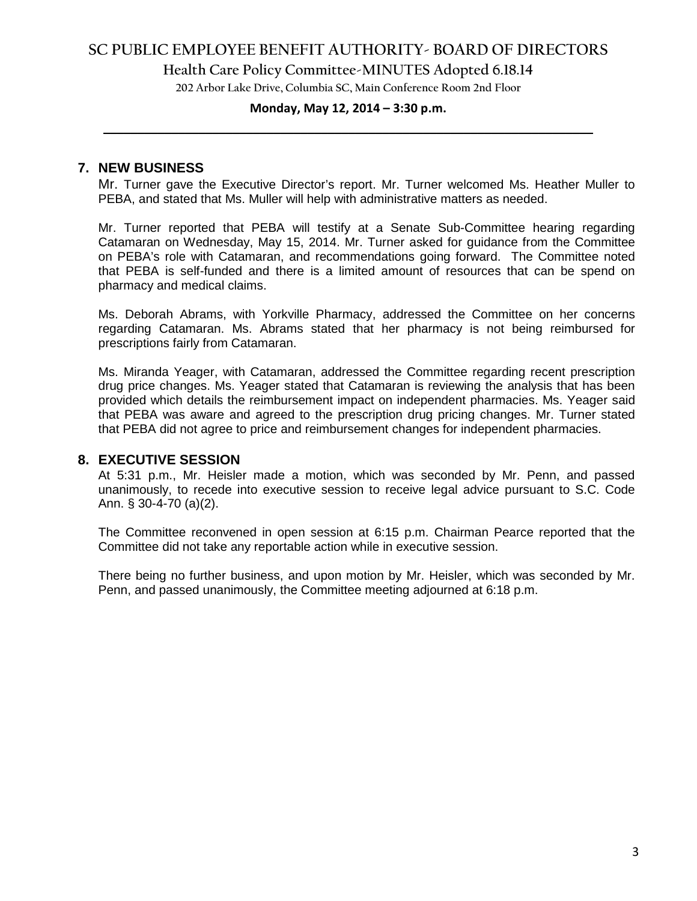## 7. NEW BUSINESS

Mr. Turner gave the Executive Director's report. Mr. Turner welcomed Ms. Heather Muller to PEBA, and stated that Ms. Muller will help with administrative matters as needed.

Mr. Turner reported that PEBA will testify at a Senate Sub-Committee hearing regarding Catamaran on Wednesday, May 15, 2014. Mr. Turner asked for guidance from the Committee on PEBA's role with Catamaran, and recommendations going forward. The Committee noted that PEBA is self-funded and there is a limited amount of resources that can be spend on pharmacy and medical claims.

Ms. Deborah Abrams, with Yorkville Pharmacy, addressed the Committee on her concerns regarding Catamaran. Ms. Abrams stated that her pharmacy is not being reimbursed for prescriptions fairly from Catamaran.

Ms. Miranda Yeager, with Catamaran, addressed the Committee regarding recent prescription drug price changes. Ms. Yeager stated that Catamaran is reviewing the analysis that has been provided which details the reimbursement impact on independent pharmacies. Ms. Yeager said that PEBA was aware and agreed to the prescription drug pricing changes. Mr. Turner stated that PEBA did not agree to price and reimbursement changes for independent pharmacies.

## 8. EXECUTIVE SESSION

At 5:31 p.m., Mr. Heisler made a motion, which was seconded by Mr. Penn, and passed unanimously, to recede into executive session to receive legal advice pursuant to S.C. Code Ann. § 30-4-70 (a)(2).

The Committee reconvened in open session at 6:15 p.m. Chairman Pearce reported that the Committee did not take any reportable action while in executive session.

There being no further business, and upon motion by Mr. Heisler, which was seconded by Mr. Penn, and passed unanimously, the Committee meeting adjourned at 6:18 p.m.